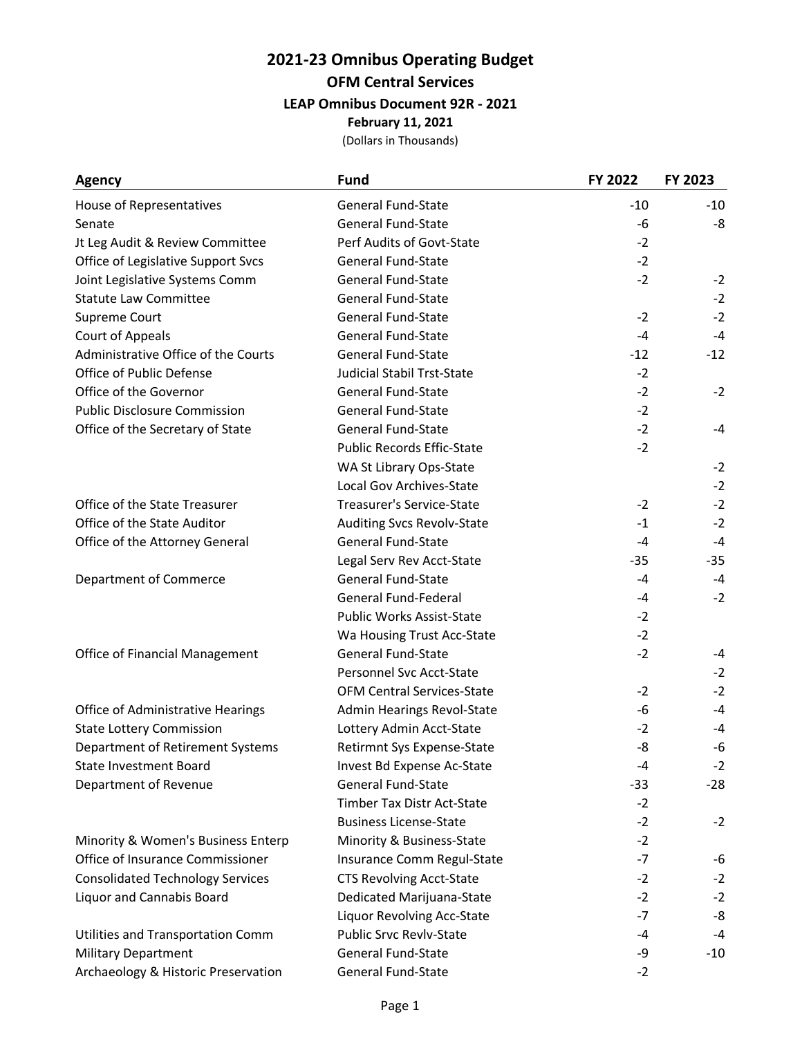# 2021-23 Omnibus Operating Budget

## OFM Central Services

### LEAP Omnibus Document 92R - 2021

**February 11, 2021**

(Dollars in Thousands)

| Agency | Fund | FY 2022 | FY 2023 |
|---|---|---|---|
| House of Representatives | General Fund-State | -10 | -10 |
| Senate | General Fund-State | -6 | -8 |
| Jt Leg Audit & Review Committee | Perf Audits of Govt-State | -2 | |
| Office of Legislative Support Svcs | General Fund-State | -2 | |
| Joint Legislative Systems Comm | General Fund-State | -2 | -2 |
| Statute Law Committee | General Fund-State | | -2 |
| Supreme Court | General Fund-State | -2 | -2 |
| Court of Appeals | General Fund-State | -4 | -4 |
| Administrative Office of the Courts | General Fund-State | -12 | -12 |
| Office of Public Defense | Judicial Stabil Trst-State | -2 | |
| Office of the Governor | General Fund-State | -2 | -2 |
| Public Disclosure Commission | General Fund-State | -2 | |
| Office of the Secretary of State | General Fund-State | -2 | -4 |
| | Public Records Effic-State | -2 | |
| | WA St Library Ops-State | | -2 |
| | Local Gov Archives-State | | -2 |
| Office of the State Treasurer | Treasurer's Service-State | -2 | -2 |
| Office of the State Auditor | Auditing Svcs Revolv-State | -1 | -2 |
| Office of the Attorney General | General Fund-State | -4 | -4 |
| | Legal Serv Rev Acct-State | -35 | -35 |
| Department of Commerce | General Fund-State | -4 | -4 |
| | General Fund-Federal | -4 | -2 |
| | Public Works Assist-State | -2 | |
| | Wa Housing Trust Acc-State | -2 | |
| Office of Financial Management | General Fund-State | -2 | -4 |
| | Personnel Svc Acct-State | | -2 |
| | OFM Central Services-State | -2 | -2 |
| Office of Administrative Hearings | Admin Hearings Revol-State | -6 | -4 |
| State Lottery Commission | Lottery Admin Acct-State | -2 | -4 |
| Department of Retirement Systems | Retirmnt Sys Expense-State | -8 | -6 |
| State Investment Board | Invest Bd Expense Ac-State | -4 | -2 |
| Department of Revenue | General Fund-State | -33 | -28 |
| | Timber Tax Distr Act-State | -2 | |
| | Business License-State | -2 | -2 |
| Minority & Women's Business Enterp | Minority & Business-State | -2 | |
| Office of Insurance Commissioner | Insurance Comm Regul-State | -7 | -6 |
| Consolidated Technology Services | CTS Revolving Acct-State | -2 | -2 |
| Liquor and Cannabis Board | Dedicated Marijuana-State | -2 | -2 |
| | Liquor Revolving Acc-State | -7 | -8 |
| Utilities and Transportation Comm | Public Srvc Revlv-State | -4 | -4 |
| Military Department | General Fund-State | -9 | -10 |
| Archaeology & Historic Preservation | General Fund-State | -2 | |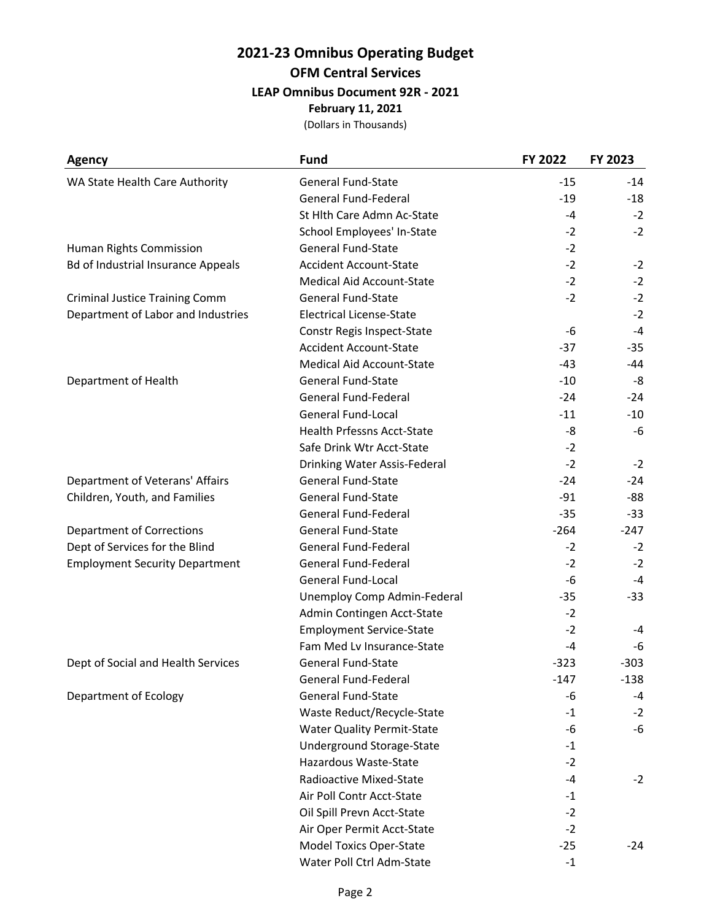# 2021-23 Omnibus Operating Budget

## OFM Central Services

### LEAP Omnibus Document 92R - 2021

**February 11, 2021**

(Dollars in Thousands)

| Agency | Fund | FY 2022 | FY 2023 |
|---|---|---|---|
| WA State Health Care Authority | General Fund-State | -15 | -14 |
| | General Fund-Federal | -19 | -18 |
| | St Hlth Care Admn Ac-State | -4 | -2 |
| | School Employees' In-State | -2 | -2 |
| Human Rights Commission | General Fund-State | -2 | |
| Bd of Industrial Insurance Appeals | Accident Account-State | -2 | -2 |
| | Medical Aid Account-State | -2 | -2 |
| Criminal Justice Training Comm | General Fund-State | -2 | -2 |
| Department of Labor and Industries | Electrical License-State | | -2 |
| | Constr Regis Inspect-State | -6 | -4 |
| | Accident Account-State | -37 | -35 |
| | Medical Aid Account-State | -43 | -44 |
| Department of Health | General Fund-State | -10 | -8 |
| | General Fund-Federal | -24 | -24 |
| | General Fund-Local | -11 | -10 |
| | Health Prfessns Acct-State | -8 | -6 |
| | Safe Drink Wtr Acct-State | -2 | |
| | Drinking Water Assis-Federal | -2 | -2 |
| Department of Veterans' Affairs | General Fund-State | -24 | -24 |
| Children, Youth, and Families | General Fund-State | -91 | -88 |
| | General Fund-Federal | -35 | -33 |
| Department of Corrections | General Fund-State | -264 | -247 |
| Dept of Services for the Blind | General Fund-Federal | -2 | -2 |
| Employment Security Department | General Fund-Federal | -2 | -2 |
| | General Fund-Local | -6 | -4 |
| | Unemploy Comp Admin-Federal | -35 | -33 |
| | Admin Contingen Acct-State | -2 | |
| | Employment Service-State | -2 | -4 |
| | Fam Med Lv Insurance-State | -4 | -6 |
| Dept of Social and Health Services | General Fund-State | -323 | -303 |
| | General Fund-Federal | -147 | -138 |
| Department of Ecology | General Fund-State | -6 | -4 |
| | Waste Reduct/Recycle-State | -1 | -2 |
| | Water Quality Permit-State | -6 | -6 |
| | Underground Storage-State | -1 | |
| | Hazardous Waste-State | -2 | |
| | Radioactive Mixed-State | -4 | -2 |
| | Air Poll Contr Acct-State | -1 | |
| | Oil Spill Prevn Acct-State | -2 | |
| | Air Oper Permit Acct-State | -2 | |
| | Model Toxics Oper-State | -25 | -24 |
| | Water Poll Ctrl Adm-State | -1 | |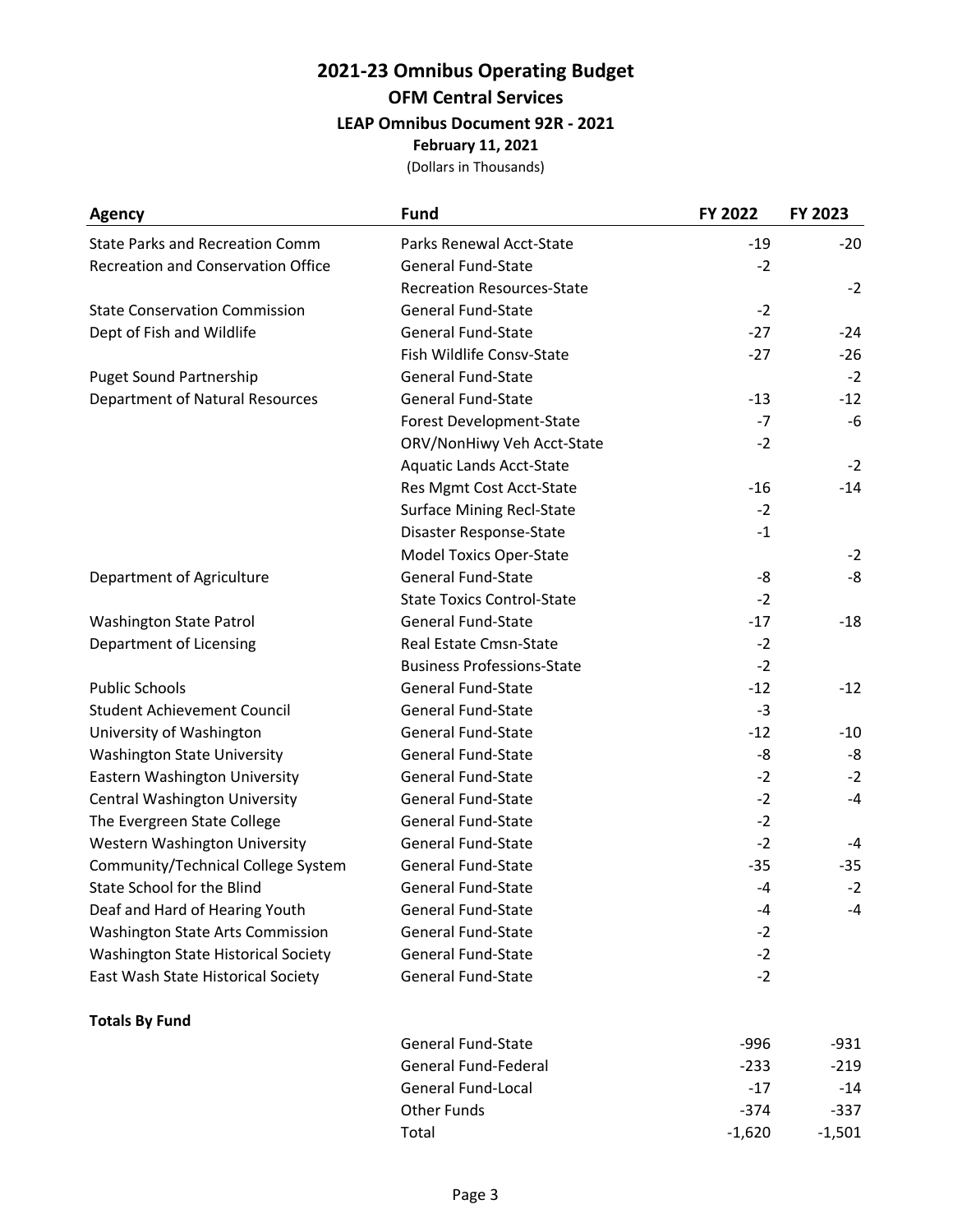# 2021-23 Omnibus Operating Budget

## OFM Central Services

### LEAP Omnibus Document 92R - 2021

**February 11, 2021**

(Dollars in Thousands)

| Agency | Fund | FY 2022 | FY 2023 |
|---|---|---|---|
| State Parks and Recreation Comm | Parks Renewal Acct-State | -19 | -20 |
| Recreation and Conservation Office | General Fund-State | -2 | |
| | Recreation Resources-State | | -2 |
| State Conservation Commission | General Fund-State | -2 | |
| Dept of Fish and Wildlife | General Fund-State | -27 | -24 |
| | Fish Wildlife Consv-State | -27 | -26 |
| Puget Sound Partnership | General Fund-State | | -2 |
| Department of Natural Resources | General Fund-State | -13 | -12 |
| | Forest Development-State | -7 | -6 |
| | ORV/NonHiwy Veh Acct-State | -2 | |
| | Aquatic Lands Acct-State | | -2 |
| | Res Mgmt Cost Acct-State | -16 | -14 |
| | Surface Mining Recl-State | -2 | |
| | Disaster Response-State | -1 | |
| | Model Toxics Oper-State | | -2 |
| Department of Agriculture | General Fund-State | -8 | -8 |
| | State Toxics Control-State | -2 | |
| Washington State Patrol | General Fund-State | -17 | -18 |
| Department of Licensing | Real Estate Cmsn-State | -2 | |
| | Business Professions-State | -2 | |
| Public Schools | General Fund-State | -12 | -12 |
| Student Achievement Council | General Fund-State | -3 | |
| University of Washington | General Fund-State | -12 | -10 |
| Washington State University | General Fund-State | -8 | -8 |
| Eastern Washington University | General Fund-State | -2 | -2 |
| Central Washington University | General Fund-State | -2 | -4 |
| The Evergreen State College | General Fund-State | -2 | |
| Western Washington University | General Fund-State | -2 | -4 |
| Community/Technical College System | General Fund-State | -35 | -35 |
| State School for the Blind | General Fund-State | -4 | -2 |
| Deaf and Hard of Hearing Youth | General Fund-State | -4 | -4 |
| Washington State Arts Commission | General Fund-State | -2 | |
| Washington State Historical Society | General Fund-State | -2 | |
| East Wash State Historical Society | General Fund-State | -2 | |
| **Totals By Fund** | | | |
| | General Fund-State | -996 | -931 |
| | General Fund-Federal | -233 | -219 |
| | General Fund-Local | -17 | -14 |
| | Other Funds | -374 | -337 |
| | Total | -1,620 | -1,501 |